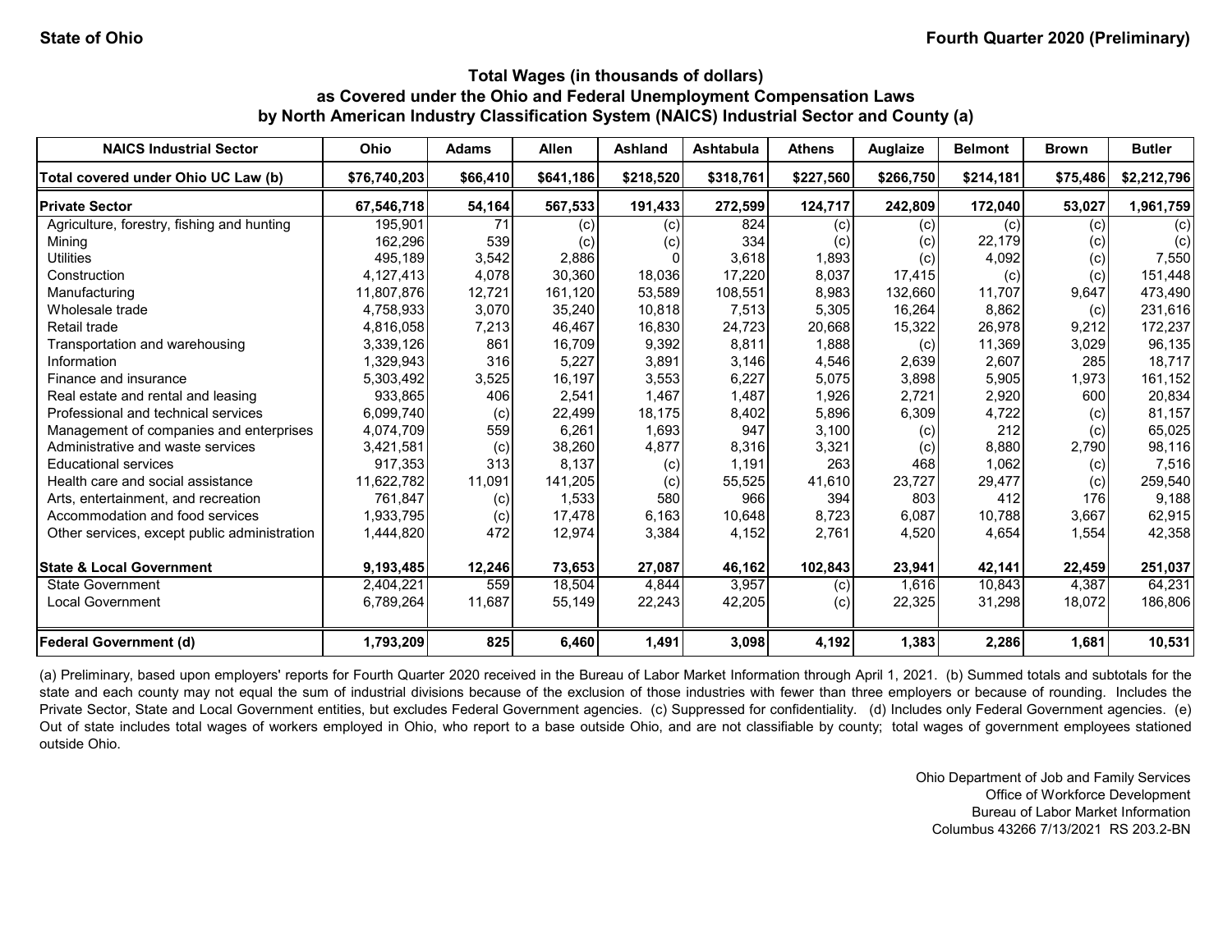**State of Ohio** **Fourth Quarter 2020 (Preliminary)**

## Total Wages (in thousands of dollars) as Covered under the Ohio and Federal Unemployment Compensation Laws by North American Industry Classification System (NAICS) Industrial Sector and County (a)

| NAICS Industrial Sector | Ohio | Adams | Allen | Ashland | Ashtabula | Athens | Auglaize | Belmont | Brown | Butler |
|---|---|---|---|---|---|---|---|---|---|---|
| **Total covered under Ohio UC Law (b)** | **$76,740,203** | **$66,410** | **$641,186** | **$218,520** | **$318,761** | **$227,560** | **$266,750** | **$214,181** | **$75,486** | **$2,212,796** |
| **Private Sector** | **67,546,718** | **54,164** | **567,533** | **191,433** | **272,599** | **124,717** | **242,809** | **172,040** | **53,027** | **1,961,759** |
| Agriculture, forestry, fishing and hunting | 195,901 | 71 | (c) | (c) | 824 | (c) | (c) | (c) | (c) | (c) |
| Mining | 162,296 | 539 | (c) | (c) | 334 | (c) | (c) | 22,179 | (c) | (c) |
| Utilities | 495,189 | 3,542 | 2,886 | 0 | 3,618 | 1,893 | (c) | 4,092 | (c) | 7,550 |
| Construction | 4,127,413 | 4,078 | 30,360 | 18,036 | 17,220 | 8,037 | 17,415 | (c) | (c) | 151,448 |
| Manufacturing | 11,807,876 | 12,721 | 161,120 | 53,589 | 108,551 | 8,983 | 132,660 | 11,707 | 9,647 | 473,490 |
| Wholesale trade | 4,758,933 | 3,070 | 35,240 | 10,818 | 7,513 | 5,305 | 16,264 | 8,862 | (c) | 231,616 |
| Retail trade | 4,816,058 | 7,213 | 46,467 | 16,830 | 24,723 | 20,668 | 15,322 | 26,978 | 9,212 | 172,237 |
| Transportation and warehousing | 3,339,126 | 861 | 16,709 | 9,392 | 8,811 | 1,888 | (c) | 11,369 | 3,029 | 96,135 |
| Information | 1,329,943 | 316 | 5,227 | 3,891 | 3,146 | 4,546 | 2,639 | 2,607 | 285 | 18,717 |
| Finance and insurance | 5,303,492 | 3,525 | 16,197 | 3,553 | 6,227 | 5,075 | 3,898 | 5,905 | 1,973 | 161,152 |
| Real estate and rental and leasing | 933,865 | 406 | 2,541 | 1,467 | 1,487 | 1,926 | 2,721 | 2,920 | 600 | 20,834 |
| Professional and technical services | 6,099,740 | (c) | 22,499 | 18,175 | 8,402 | 5,896 | 6,309 | 4,722 | (c) | 81,157 |
| Management of companies and enterprises | 4,074,709 | 559 | 6,261 | 1,693 | 947 | 3,100 | (c) | 212 | (c) | 65,025 |
| Administrative and waste services | 3,421,581 | (c) | 38,260 | 4,877 | 8,316 | 3,321 | (c) | 8,880 | 2,790 | 98,116 |
| Educational services | 917,353 | 313 | 8,137 | (c) | 1,191 | 263 | 468 | 1,062 | (c) | 7,516 |
| Health care and social assistance | 11,622,782 | 11,091 | 141,205 | (c) | 55,525 | 41,610 | 23,727 | 29,477 | (c) | 259,540 |
| Arts, entertainment, and recreation | 761,847 | (c) | 1,533 | 580 | 966 | 394 | 803 | 412 | 176 | 9,188 |
| Accommodation and food services | 1,933,795 | (c) | 17,478 | 6,163 | 10,648 | 8,723 | 6,087 | 10,788 | 3,667 | 62,915 |
| Other services, except public administration | 1,444,820 | 472 | 12,974 | 3,384 | 4,152 | 2,761 | 4,520 | 4,654 | 1,554 | 42,358 |
| **State & Local Government** | **9,193,485** | **12,246** | **73,653** | **27,087** | **46,162** | **102,843** | **23,941** | **42,141** | **22,459** | **251,037** |
| State Government | 2,404,221 | 559 | 18,504 | 4,844 | 3,957 | (c) | 1,616 | 10,843 | 4,387 | 64,231 |
| Local Government | 6,789,264 | 11,687 | 55,149 | 22,243 | 42,205 | (c) | 22,325 | 31,298 | 18,072 | 186,806 |
| **Federal Government (d)** | **1,793,209** | **825** | **6,460** | **1,491** | **3,098** | **4,192** | **1,383** | **2,286** | **1,681** | **10,531** |

(a) Preliminary, based upon employers' reports for Fourth Quarter 2020 received in the Bureau of Labor Market Information through April 1, 2021. (b) Summed totals and subtotals for the state and each county may not equal the sum of industrial divisions because of the exclusion of those industries with fewer than three employers or because of rounding. Includes the Private Sector, State and Local Government entities, but excludes Federal Government agencies. (c) Suppressed for confidentiality. (d) Includes only Federal Government agencies. (e) Out of state includes total wages of workers employed in Ohio, who report to a base outside Ohio, and are not classifiable by county; total wages of government employees stationed outside Ohio.

Ohio Department of Job and Family Services
Office of Workforce Development
Bureau of Labor Market Information
Columbus 43266 7/13/2021 RS 203.2-BN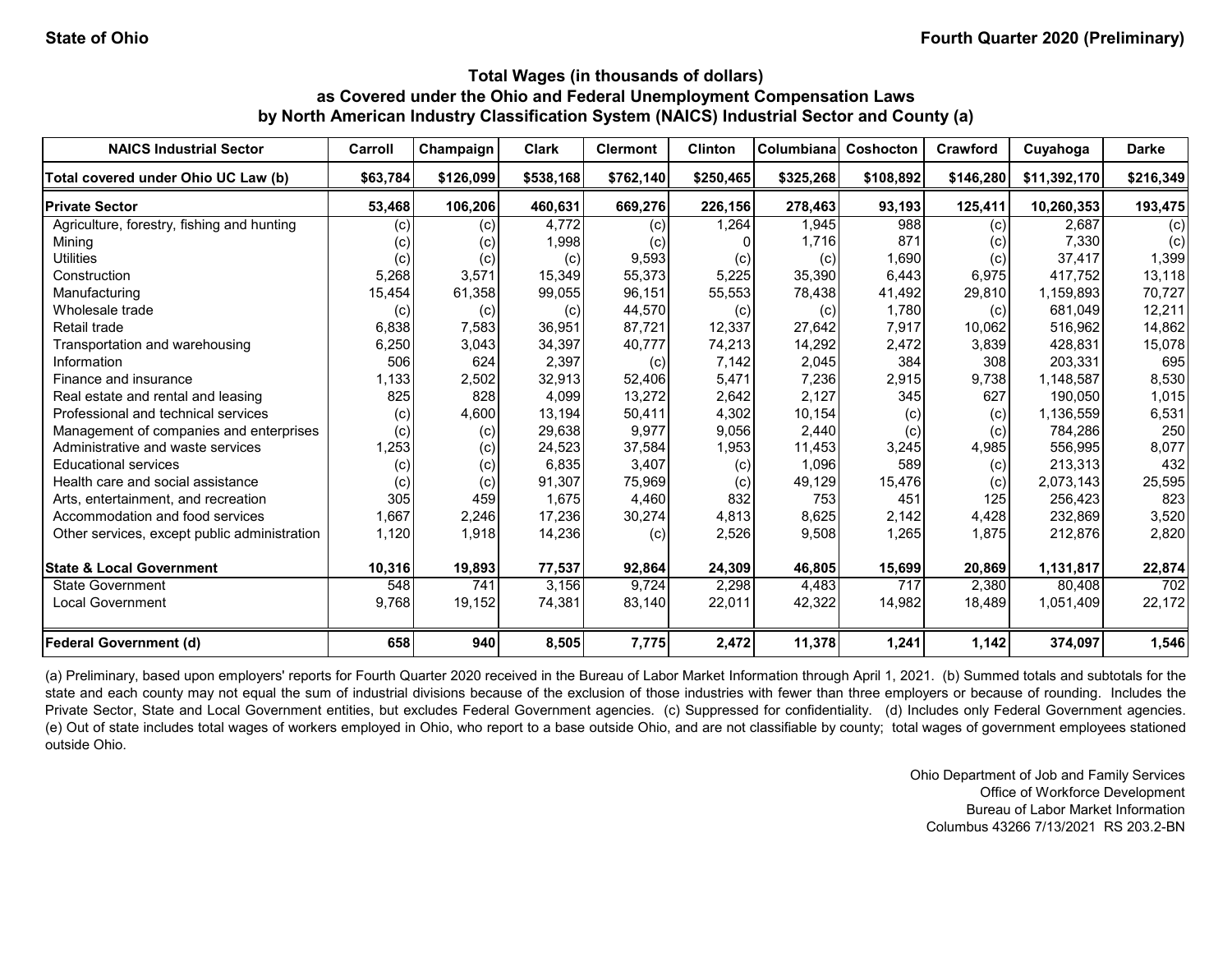**State of Ohio** | **Fourth Quarter 2020 (Preliminary)**

## Total Wages (in thousands of dollars) as Covered under the Ohio and Federal Unemployment Compensation Laws by North American Industry Classification System (NAICS) Industrial Sector and County (a)

| NAICS Industrial Sector | Carroll | Champaign | Clark | Clermont | Clinton | Columbiana | Coshocton | Crawford | Cuyahoga | Darke |
|---|---|---|---|---|---|---|---|---|---|---|
| **Total covered under Ohio UC Law (b)** | **$63,784** | **$126,099** | **$538,168** | **$762,140** | **$250,465** | **$325,268** | **$108,892** | **$146,280** | **$11,392,170** | **$216,349** |
| **Private Sector** | **53,468** | **106,206** | **460,631** | **669,276** | **226,156** | **278,463** | **93,193** | **125,411** | **10,260,353** | **193,475** |
| Agriculture, forestry, fishing and hunting | (c) | (c) | 4,772 | (c) | 1,264 | 1,945 | 988 | (c) | 2,687 | (c) |
| Mining | (c) | (c) | 1,998 | (c) | 0 | 1,716 | 871 | (c) | 7,330 | (c) |
| Utilities | (c) | (c) | (c) | 9,593 | (c) | (c) | 1,690 | (c) | 37,417 | 1,399 |
| Construction | 5,268 | 3,571 | 15,349 | 55,373 | 5,225 | 35,390 | 6,443 | 6,975 | 417,752 | 13,118 |
| Manufacturing | 15,454 | 61,358 | 99,055 | 96,151 | 55,553 | 78,438 | 41,492 | 29,810 | 1,159,893 | 70,727 |
| Wholesale trade | (c) | (c) | (c) | 44,570 | (c) | (c) | 1,780 | (c) | 681,049 | 12,211 |
| Retail trade | 6,838 | 7,583 | 36,951 | 87,721 | 12,337 | 27,642 | 7,917 | 10,062 | 516,962 | 14,862 |
| Transportation and warehousing | 6,250 | 3,043 | 34,397 | 40,777 | 74,213 | 14,292 | 2,472 | 3,839 | 428,831 | 15,078 |
| Information | 506 | 624 | 2,397 | (c) | 7,142 | 2,045 | 384 | 308 | 203,331 | 695 |
| Finance and insurance | 1,133 | 2,502 | 32,913 | 52,406 | 5,471 | 7,236 | 2,915 | 9,738 | 1,148,587 | 8,530 |
| Real estate and rental and leasing | 825 | 828 | 4,099 | 13,272 | 2,642 | 2,127 | 345 | 627 | 190,050 | 1,015 |
| Professional and technical services | (c) | 4,600 | 13,194 | 50,411 | 4,302 | 10,154 | (c) | (c) | 1,136,559 | 6,531 |
| Management of companies and enterprises | (c) | (c) | 29,638 | 9,977 | 9,056 | 2,440 | (c) | (c) | 784,286 | 250 |
| Administrative and waste services | 1,253 | (c) | 24,523 | 37,584 | 1,953 | 11,453 | 3,245 | 4,985 | 556,995 | 8,077 |
| Educational services | (c) | (c) | 6,835 | 3,407 | (c) | 1,096 | 589 | (c) | 213,313 | 432 |
| Health care and social assistance | (c) | (c) | 91,307 | 75,969 | (c) | 49,129 | 15,476 | (c) | 2,073,143 | 25,595 |
| Arts, entertainment, and recreation | 305 | 459 | 1,675 | 4,460 | 832 | 753 | 451 | 125 | 256,423 | 823 |
| Accommodation and food services | 1,667 | 2,246 | 17,236 | 30,274 | 4,813 | 8,625 | 2,142 | 4,428 | 232,869 | 3,520 |
| Other services, except public administration | 1,120 | 1,918 | 14,236 | (c) | 2,526 | 9,508 | 1,265 | 1,875 | 212,876 | 2,820 |
| **State & Local Government** | **10,316** | **19,893** | **77,537** | **92,864** | **24,309** | **46,805** | **15,699** | **20,869** | **1,131,817** | **22,874** |
| State Government | 548 | 741 | 3,156 | 9,724 | 2,298 | 4,483 | 717 | 2,380 | 80,408 | 702 |
| Local Government | 9,768 | 19,152 | 74,381 | 83,140 | 22,011 | 42,322 | 14,982 | 18,489 | 1,051,409 | 22,172 |
| **Federal Government (d)** | **658** | **940** | **8,505** | **7,775** | **2,472** | **11,378** | **1,241** | **1,142** | **374,097** | **1,546** |

(a) Preliminary, based upon employers' reports for Fourth Quarter 2020 received in the Bureau of Labor Market Information through April 1, 2021. (b) Summed totals and subtotals for the state and each county may not equal the sum of industrial divisions because of the exclusion of those industries with fewer than three employers or because of rounding. Includes the Private Sector, State and Local Government entities, but excludes Federal Government agencies. (c) Suppressed for confidentiality. (d) Includes only Federal Government agencies. (e) Out of state includes total wages of workers employed in Ohio, who report to a base outside Ohio, and are not classifiable by county; total wages of government employees stationed outside Ohio.

Ohio Department of Job and Family Services
Office of Workforce Development
Bureau of Labor Market Information
Columbus 43266 7/13/2021 RS 203.2-BN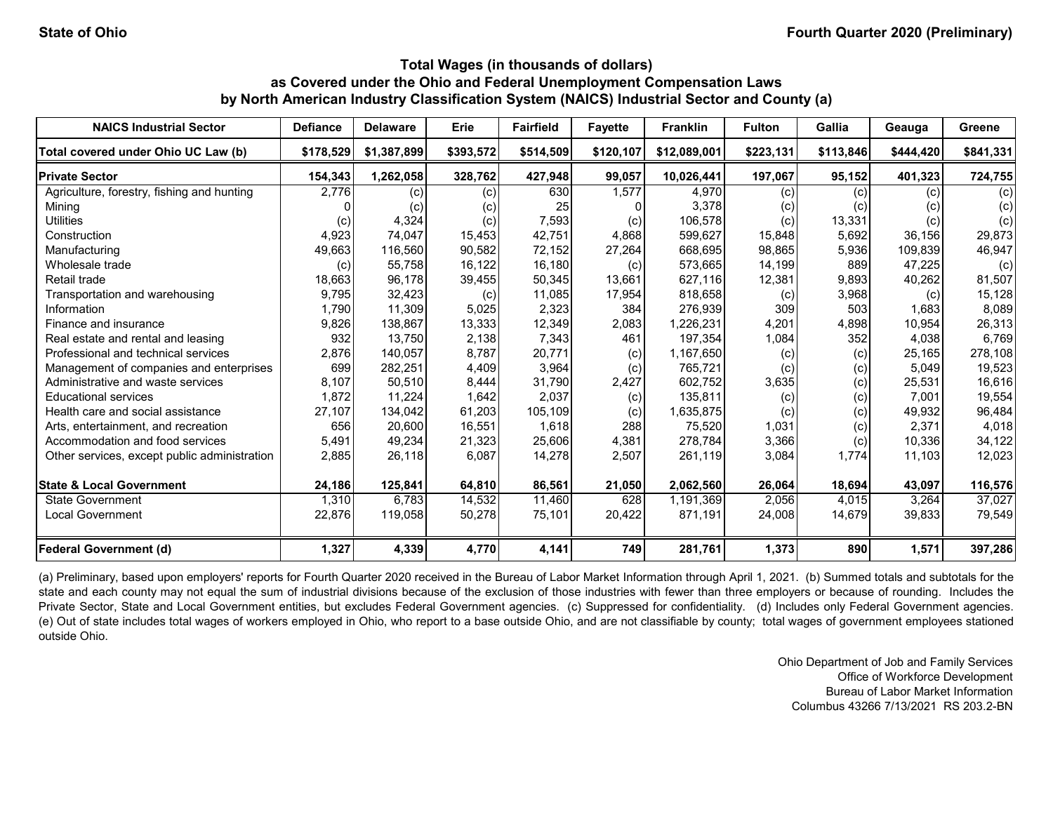State of Ohio | Fourth Quarter 2020 (Preliminary)

### Total Wages (in thousands of dollars)
### as Covered under the Ohio and Federal Unemployment Compensation Laws
### by North American Industry Classification System (NAICS) Industrial Sector and County (a)

| NAICS Industrial Sector | Defiance | Delaware | Erie | Fairfield | Fayette | Franklin | Fulton | Gallia | Geauga | Greene |
|---|---|---|---|---|---|---|---|---|---|---|
| **Total covered under Ohio UC Law (b)** | **$178,529** | **$1,387,899** | **$393,572** | **$514,509** | **$120,107** | **$12,089,001** | **$223,131** | **$113,846** | **$444,420** | **$841,331** |
| **Private Sector** | **154,343** | **1,262,058** | **328,762** | **427,948** | **99,057** | **10,026,441** | **197,067** | **95,152** | **401,323** | **724,755** |
| Agriculture, forestry, fishing and hunting | 2,776 | (c) | (c) | 630 | 1,577 | 4,970 | (c) | (c) | (c) | (c) |
| Mining | 0 | (c) | (c) | 25 | 0 | 3,378 | (c) | (c) | (c) | (c) |
| Utilities | (c) | 4,324 | (c) | 7,593 | (c) | 106,578 | (c) | 13,331 | (c) | (c) |
| Construction | 4,923 | 74,047 | 15,453 | 42,751 | 4,868 | 599,627 | 15,848 | 5,692 | 36,156 | 29,873 |
| Manufacturing | 49,663 | 116,560 | 90,582 | 72,152 | 27,264 | 668,695 | 98,865 | 5,936 | 109,839 | 46,947 |
| Wholesale trade | (c) | 55,758 | 16,122 | 16,180 | (c) | 573,665 | 14,199 | 889 | 47,225 | (c) |
| Retail trade | 18,663 | 96,178 | 39,455 | 50,345 | 13,661 | 627,116 | 12,381 | 9,893 | 40,262 | 81,507 |
| Transportation and warehousing | 9,795 | 32,423 | (c) | 11,085 | 17,954 | 818,658 | (c) | 3,968 | (c) | 15,128 |
| Information | 1,790 | 11,309 | 5,025 | 2,323 | 384 | 276,939 | 309 | 503 | 1,683 | 8,089 |
| Finance and insurance | 9,826 | 138,867 | 13,333 | 12,349 | 2,083 | 1,226,231 | 4,201 | 4,898 | 10,954 | 26,313 |
| Real estate and rental and leasing | 932 | 13,750 | 2,138 | 7,343 | 461 | 197,354 | 1,084 | 352 | 4,038 | 6,769 |
| Professional and technical services | 2,876 | 140,057 | 8,787 | 20,771 | (c) | 1,167,650 | (c) | (c) | 25,165 | 278,108 |
| Management of companies and enterprises | 699 | 282,251 | 4,409 | 3,964 | (c) | 765,721 | (c) | (c) | 5,049 | 19,523 |
| Administrative and waste services | 8,107 | 50,510 | 8,444 | 31,790 | 2,427 | 602,752 | 3,635 | (c) | 25,531 | 16,616 |
| Educational services | 1,872 | 11,224 | 1,642 | 2,037 | (c) | 135,811 | (c) | (c) | 7,001 | 19,554 |
| Health care and social assistance | 27,107 | 134,042 | 61,203 | 105,109 | (c) | 1,635,875 | (c) | (c) | 49,932 | 96,484 |
| Arts, entertainment, and recreation | 656 | 20,600 | 16,551 | 1,618 | 288 | 75,520 | 1,031 | (c) | 2,371 | 4,018 |
| Accommodation and food services | 5,491 | 49,234 | 21,323 | 25,606 | 4,381 | 278,784 | 3,366 | (c) | 10,336 | 34,122 |
| Other services, except public administration | 2,885 | 26,118 | 6,087 | 14,278 | 2,507 | 261,119 | 3,084 | 1,774 | 11,103 | 12,023 |
| **State & Local Government** | **24,186** | **125,841** | **64,810** | **86,561** | **21,050** | **2,062,560** | **26,064** | **18,694** | **43,097** | **116,576** |
| State Government | 1,310 | 6,783 | 14,532 | 11,460 | 628 | 1,191,369 | 2,056 | 4,015 | 3,264 | 37,027 |
| Local Government | 22,876 | 119,058 | 50,278 | 75,101 | 20,422 | 871,191 | 24,008 | 14,679 | 39,833 | 79,549 |
| **Federal Government (d)** | **1,327** | **4,339** | **4,770** | **4,141** | **749** | **281,761** | **1,373** | **890** | **1,571** | **397,286** |

(a) Preliminary, based upon employers' reports for Fourth Quarter 2020 received in the Bureau of Labor Market Information through April 1, 2021. (b) Summed totals and subtotals for the state and each county may not equal the sum of industrial divisions because of the exclusion of those industries with fewer than three employers or because of rounding. Includes the Private Sector, State and Local Government entities, but excludes Federal Government agencies. (c) Suppressed for confidentiality. (d) Includes only Federal Government agencies. (e) Out of state includes total wages of workers employed in Ohio, who report to a base outside Ohio, and are not classifiable by county; total wages of government employees stationed outside Ohio.

Ohio Department of Job and Family Services
Office of Workforce Development
Bureau of Labor Market Information
Columbus 43266 7/13/2021 RS 203.2-BN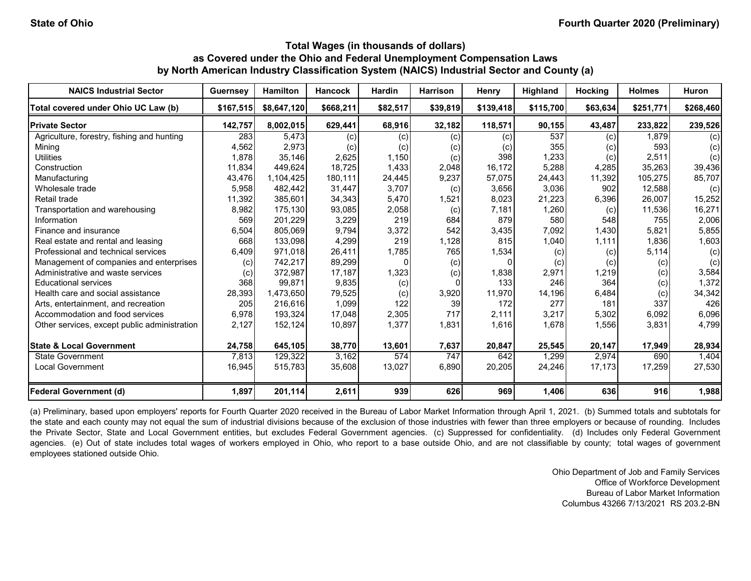State of Ohio

Fourth Quarter 2020 (Preliminary)

### Total Wages (in thousands of dollars)
### as Covered under the Ohio and Federal Unemployment Compensation Laws
### by North American Industry Classification System (NAICS) Industrial Sector and County (a)

| NAICS Industrial Sector | Guernsey | Hamilton | Hancock | Hardin | Harrison | Henry | Highland | Hocking | Holmes | Huron |
|---|---|---|---|---|---|---|---|---|---|---|
| **Total covered under Ohio UC Law (b)** | **$167,515** | **$8,647,120** | **$668,211** | **$82,517** | **$39,819** | **$139,418** | **$115,700** | **$63,634** | **$251,771** | **$268,460** |
| **Private Sector** | **142,757** | **8,002,015** | **629,441** | **68,916** | **32,182** | **118,571** | **90,155** | **43,487** | **233,822** | **239,526** |
| Agriculture, forestry, fishing and hunting | 283 | 5,473 | (c) | (c) | (c) | (c) | 537 | (c) | 1,879 | (c) |
| Mining | 4,562 | 2,973 | (c) | (c) | (c) | (c) | 355 | (c) | 593 | (c) |
| Utilities | 1,878 | 35,146 | 2,625 | 1,150 | (c) | 398 | 1,233 | (c) | 2,511 | (c) |
| Construction | 11,834 | 449,624 | 18,725 | 1,433 | 2,048 | 16,172 | 5,288 | 4,285 | 35,263 | 39,436 |
| Manufacturing | 43,476 | 1,104,425 | 180,111 | 24,445 | 9,237 | 57,075 | 24,443 | 11,392 | 105,275 | 85,707 |
| Wholesale trade | 5,958 | 482,442 | 31,447 | 3,707 | (c) | 3,656 | 3,036 | 902 | 12,588 | (c) |
| Retail trade | 11,392 | 385,601 | 34,343 | 5,470 | 1,521 | 8,023 | 21,223 | 6,396 | 26,007 | 15,252 |
| Transportation and warehousing | 8,982 | 175,130 | 93,085 | 2,058 | (c) | 7,181 | 1,260 | (c) | 11,536 | 16,271 |
| Information | 569 | 201,229 | 3,229 | 219 | 684 | 879 | 580 | 548 | 755 | 2,006 |
| Finance and insurance | 6,504 | 805,069 | 9,794 | 3,372 | 542 | 3,435 | 7,092 | 1,430 | 5,821 | 5,855 |
| Real estate and rental and leasing | 668 | 133,098 | 4,299 | 219 | 1,128 | 815 | 1,040 | 1,111 | 1,836 | 1,603 |
| Professional and technical services | 6,409 | 971,018 | 26,411 | 1,785 | 765 | 1,534 | (c) | (c) | 5,114 | (c) |
| Management of companies and enterprises | (c) | 742,217 | 89,299 | 0 | (c) | 0 | (c) | (c) | (c) | (c) |
| Administrative and waste services | (c) | 372,987 | 17,187 | 1,323 | (c) | 1,838 | 2,971 | 1,219 | (c) | 3,584 |
| Educational services | 368 | 99,871 | 9,835 | (c) | 0 | 133 | 246 | 364 | (c) | 1,372 |
| Health care and social assistance | 28,393 | 1,473,650 | 79,525 | (c) | 3,920 | 11,970 | 14,196 | 6,484 | (c) | 34,342 |
| Arts, entertainment, and recreation | 205 | 216,616 | 1,099 | 122 | 39 | 172 | 277 | 181 | 337 | 426 |
| Accommodation and food services | 6,978 | 193,324 | 17,048 | 2,305 | 717 | 2,111 | 3,217 | 5,302 | 6,092 | 6,096 |
| Other services, except public administration | 2,127 | 152,124 | 10,897 | 1,377 | 1,831 | 1,616 | 1,678 | 1,556 | 3,831 | 4,799 |
| **State & Local Government** | **24,758** | **645,105** | **38,770** | **13,601** | **7,637** | **20,847** | **25,545** | **20,147** | **17,949** | **28,934** |
| State Government | 7,813 | 129,322 | 3,162 | 574 | 747 | 642 | 1,299 | 2,974 | 690 | 1,404 |
| Local Government | 16,945 | 515,783 | 35,608 | 13,027 | 6,890 | 20,205 | 24,246 | 17,173 | 17,259 | 27,530 |
| **Federal Government (d)** | **1,897** | **201,114** | **2,611** | **939** | **626** | **969** | **1,406** | **636** | **916** | **1,988** |

(a) Preliminary, based upon employers' reports for Fourth Quarter 2020 received in the Bureau of Labor Market Information through April 1, 2021. (b) Summed totals and subtotals for the state and each county may not equal the sum of industrial divisions because of the exclusion of those industries with fewer than three employers or because of rounding. Includes the Private Sector, State and Local Government entities, but excludes Federal Government agencies. (c) Suppressed for confidentiality. (d) Includes only Federal Government agencies. (e) Out of state includes total wages of workers employed in Ohio, who report to a base outside Ohio, and are not classifiable by county; total wages of government employees stationed outside Ohio.

Ohio Department of Job and Family Services
Office of Workforce Development
Bureau of Labor Market Information
Columbus 43266 7/13/2021 RS 203.2-BN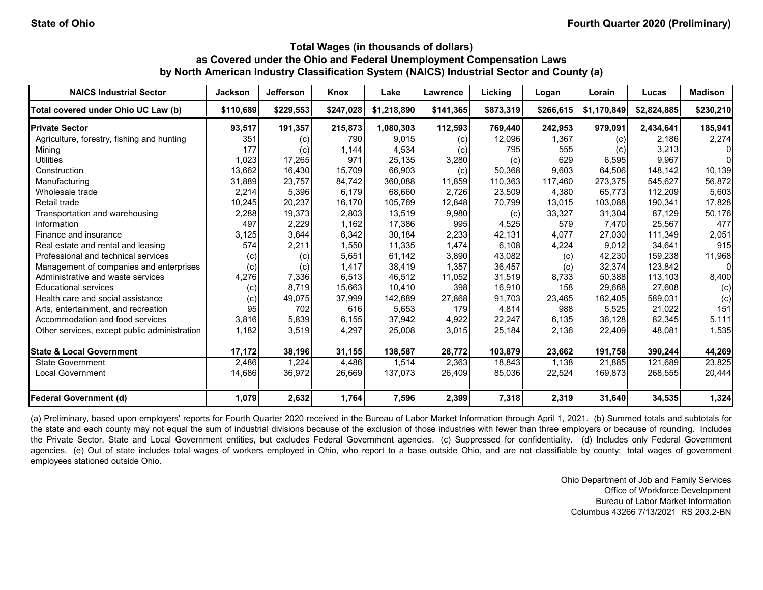State of Ohio | Fourth Quarter 2020 (Preliminary)

## Total Wages (in thousands of dollars) as Covered under the Ohio and Federal Unemployment Compensation Laws by North American Industry Classification System (NAICS) Industrial Sector and County (a)

| NAICS Industrial Sector | Jackson | Jefferson | Knox | Lake | Lawrence | Licking | Logan | Lorain | Lucas | Madison |
|---|---|---|---|---|---|---|---|---|---|---|
| **Total covered under Ohio UC Law (b)** | **$110,689** | **$229,553** | **$247,028** | **$1,218,890** | **$141,365** | **$873,319** | **$266,615** | **$1,170,849** | **$2,824,885** | **$230,210** |
| **Private Sector** | **93,517** | **191,357** | **215,873** | **1,080,303** | **112,593** | **769,440** | **242,953** | **979,091** | **2,434,641** | **185,941** |
| Agriculture, forestry, fishing and hunting | 351 | (c) | 790 | 9,015 | (c) | 12,096 | 1,367 | (c) | 2,186 | 2,274 |
| Mining | 177 | (c) | 1,144 | 4,534 | (c) | 795 | 555 | (c) | 3,213 | 0 |
| Utilities | 1,023 | 17,265 | 971 | 25,135 | 3,280 | (c) | 629 | 6,595 | 9,967 | 0 |
| Construction | 13,662 | 16,430 | 15,709 | 66,903 | (c) | 50,368 | 9,603 | 64,506 | 148,142 | 10,139 |
| Manufacturing | 31,889 | 23,757 | 84,742 | 360,088 | 11,859 | 110,363 | 117,460 | 273,375 | 545,627 | 56,872 |
| Wholesale trade | 2,214 | 5,396 | 6,179 | 68,660 | 2,726 | 23,509 | 4,380 | 65,773 | 112,209 | 5,603 |
| Retail trade | 10,245 | 20,237 | 16,170 | 105,769 | 12,848 | 70,799 | 13,015 | 103,088 | 190,341 | 17,828 |
| Transportation and warehousing | 2,288 | 19,373 | 2,803 | 13,519 | 9,980 | (c) | 33,327 | 31,304 | 87,129 | 50,176 |
| Information | 497 | 2,229 | 1,162 | 17,386 | 995 | 4,525 | 579 | 7,470 | 25,567 | 477 |
| Finance and insurance | 3,125 | 3,644 | 6,342 | 30,184 | 2,233 | 42,131 | 4,077 | 27,030 | 111,349 | 2,051 |
| Real estate and rental and leasing | 574 | 2,211 | 1,550 | 11,335 | 1,474 | 6,108 | 4,224 | 9,012 | 34,641 | 915 |
| Professional and technical services | (c) | (c) | 5,651 | 61,142 | 3,890 | 43,082 | (c) | 42,230 | 159,238 | 11,968 |
| Management of companies and enterprises | (c) | (c) | 1,417 | 38,419 | 1,357 | 36,457 | (c) | 32,374 | 123,842 | 0 |
| Administrative and waste services | 4,276 | 7,336 | 6,513 | 46,512 | 11,052 | 31,519 | 8,733 | 50,388 | 113,103 | 8,400 |
| Educational services | (c) | 8,719 | 15,663 | 10,410 | 398 | 16,910 | 158 | 29,668 | 27,608 | (c) |
| Health care and social assistance | (c) | 49,075 | 37,999 | 142,689 | 27,868 | 91,703 | 23,465 | 162,405 | 589,031 | (c) |
| Arts, entertainment, and recreation | 95 | 702 | 616 | 5,653 | 179 | 4,814 | 988 | 5,525 | 21,022 | 151 |
| Accommodation and food services | 3,816 | 5,839 | 6,155 | 37,942 | 4,922 | 22,247 | 6,135 | 36,128 | 82,345 | 5,111 |
| Other services, except public administration | 1,182 | 3,519 | 4,297 | 25,008 | 3,015 | 25,184 | 2,136 | 22,409 | 48,081 | 1,535 |
| **State & Local Government** | **17,172** | **38,196** | **31,155** | **138,587** | **28,772** | **103,879** | **23,662** | **191,758** | **390,244** | **44,269** |
| State Government | 2,486 | 1,224 | 4,486 | 1,514 | 2,363 | 18,843 | 1,138 | 21,885 | 121,689 | 23,825 |
| Local Government | 14,686 | 36,972 | 26,669 | 137,073 | 26,409 | 85,036 | 22,524 | 169,873 | 268,555 | 20,444 |
| **Federal Government (d)** | **1,079** | **2,632** | **1,764** | **7,596** | **2,399** | **7,318** | **2,319** | **31,640** | **34,535** | **1,324** |

(a) Preliminary, based upon employers' reports for Fourth Quarter 2020 received in the Bureau of Labor Market Information through April 1, 2021. (b) Summed totals and subtotals for the state and each county may not equal the sum of industrial divisions because of the exclusion of those industries with fewer than three employers or because of rounding. Includes the Private Sector, State and Local Government entities, but excludes Federal Government agencies. (c) Suppressed for confidentiality. (d) Includes only Federal Government agencies. (e) Out of state includes total wages of workers employed in Ohio, who report to a base outside Ohio, and are not classifiable by county; total wages of government employees stationed outside Ohio.

Ohio Department of Job and Family Services
Office of Workforce Development
Bureau of Labor Market Information
Columbus 43266 7/13/2021 RS 203.2-BN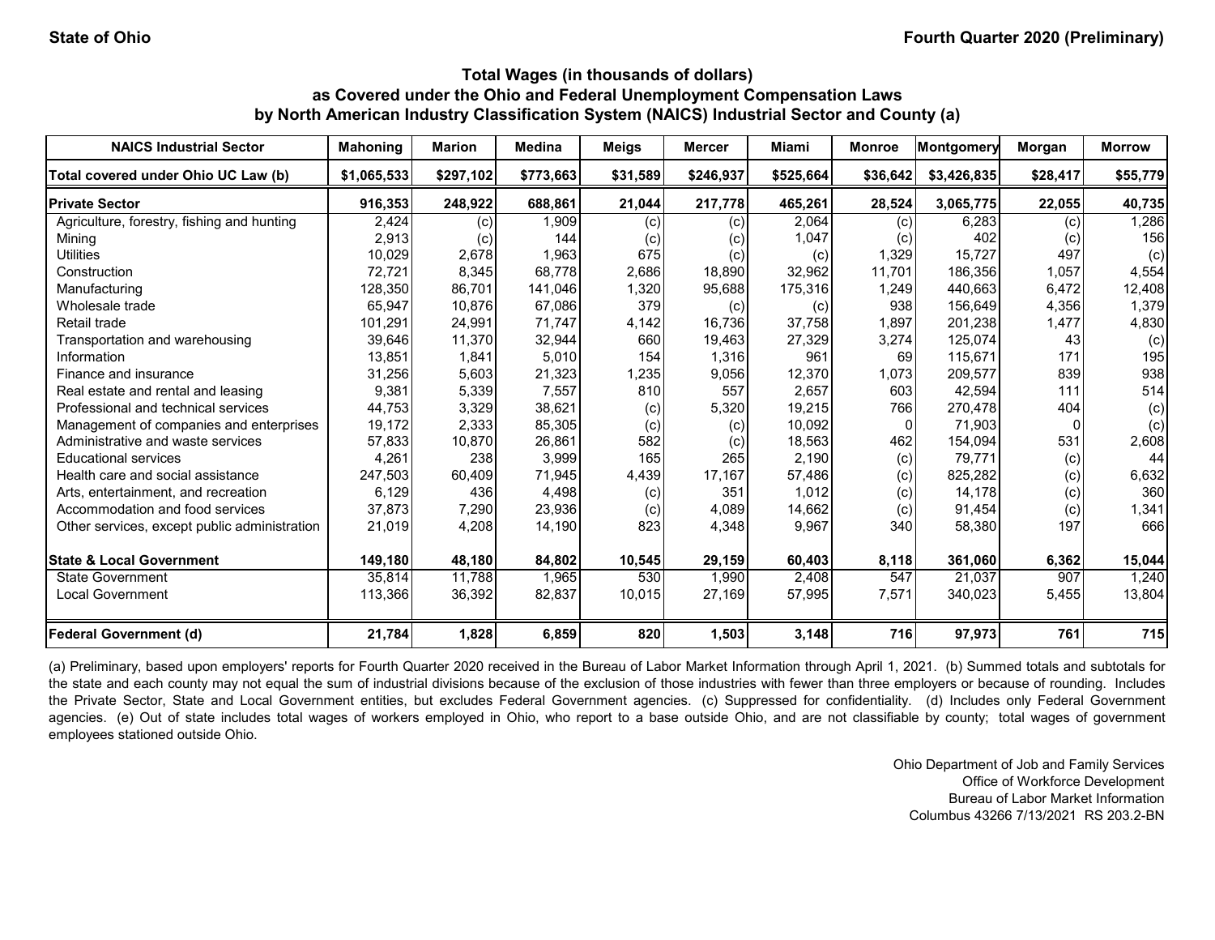State of Ohio

Fourth Quarter 2020 (Preliminary)

### Total Wages (in thousands of dollars)
### as Covered under the Ohio and Federal Unemployment Compensation Laws
### by North American Industry Classification System (NAICS) Industrial Sector and County (a)

| NAICS Industrial Sector | Mahoning | Marion | Medina | Meigs | Mercer | Miami | Monroe | Montgomery | Morgan | Morrow |
|---|---|---|---|---|---|---|---|---|---|---|
| Total covered under Ohio UC Law (b) | $1,065,533 | $297,102 | $773,663 | $31,589 | $246,937 | $525,664 | $36,642 | $3,426,835 | $28,417 | $55,779 |
| **Private Sector** | **916,353** | **248,922** | **688,861** | **21,044** | **217,778** | **465,261** | **28,524** | **3,065,775** | **22,055** | **40,735** |
| Agriculture, forestry, fishing and hunting | 2,424 | (c) | 1,909 | (c) | (c) | 2,064 | (c) | 6,283 | (c) | 1,286 |
| Mining | 2,913 | (c) | 144 | (c) | (c) | 1,047 | (c) | 402 | (c) | 156 |
| Utilities | 10,029 | 2,678 | 1,963 | 675 | (c) | (c) | 1,329 | 15,727 | 497 | (c) |
| Construction | 72,721 | 8,345 | 68,778 | 2,686 | 18,890 | 32,962 | 11,701 | 186,356 | 1,057 | 4,554 |
| Manufacturing | 128,350 | 86,701 | 141,046 | 1,320 | 95,688 | 175,316 | 1,249 | 440,663 | 6,472 | 12,408 |
| Wholesale trade | 65,947 | 10,876 | 67,086 | 379 | (c) | (c) | 938 | 156,649 | 4,356 | 1,379 |
| Retail trade | 101,291 | 24,991 | 71,747 | 4,142 | 16,736 | 37,758 | 1,897 | 201,238 | 1,477 | 4,830 |
| Transportation and warehousing | 39,646 | 11,370 | 32,944 | 660 | 19,463 | 27,329 | 3,274 | 125,074 | 43 | (c) |
| Information | 13,851 | 1,841 | 5,010 | 154 | 1,316 | 961 | 69 | 115,671 | 171 | 195 |
| Finance and insurance | 31,256 | 5,603 | 21,323 | 1,235 | 9,056 | 12,370 | 1,073 | 209,577 | 839 | 938 |
| Real estate and rental and leasing | 9,381 | 5,339 | 7,557 | 810 | 557 | 2,657 | 603 | 42,594 | 111 | 514 |
| Professional and technical services | 44,753 | 3,329 | 38,621 | (c) | 5,320 | 19,215 | 766 | 270,478 | 404 | (c) |
| Management of companies and enterprises | 19,172 | 2,333 | 85,305 | (c) | (c) | 10,092 | 0 | 71,903 | 0 | (c) |
| Administrative and waste services | 57,833 | 10,870 | 26,861 | 582 | (c) | 18,563 | 462 | 154,094 | 531 | 2,608 |
| Educational services | 4,261 | 238 | 3,999 | 165 | 265 | 2,190 | (c) | 79,771 | (c) | 44 |
| Health care and social assistance | 247,503 | 60,409 | 71,945 | 4,439 | 17,167 | 57,486 | (c) | 825,282 | (c) | 6,632 |
| Arts, entertainment, and recreation | 6,129 | 436 | 4,498 | (c) | 351 | 1,012 | (c) | 14,178 | (c) | 360 |
| Accommodation and food services | 37,873 | 7,290 | 23,936 | (c) | 4,089 | 14,662 | (c) | 91,454 | (c) | 1,341 |
| Other services, except public administration | 21,019 | 4,208 | 14,190 | 823 | 4,348 | 9,967 | 340 | 58,380 | 197 | 666 |
| **State & Local Government** | **149,180** | **48,180** | **84,802** | **10,545** | **29,159** | **60,403** | **8,118** | **361,060** | **6,362** | **15,044** |
| State Government | 35,814 | 11,788 | 1,965 | 530 | 1,990 | 2,408 | 547 | 21,037 | 907 | 1,240 |
| Local Government | 113,366 | 36,392 | 82,837 | 10,015 | 27,169 | 57,995 | 7,571 | 340,023 | 5,455 | 13,804 |
| **Federal Government (d)** | **21,784** | **1,828** | **6,859** | **820** | **1,503** | **3,148** | **716** | **97,973** | **761** | **715** |

(a) Preliminary, based upon employers' reports for Fourth Quarter 2020 received in the Bureau of Labor Market Information through April 1, 2021. (b) Summed totals and subtotals for the state and each county may not equal the sum of industrial divisions because of the exclusion of those industries with fewer than three employers or because of rounding. Includes the Private Sector, State and Local Government entities, but excludes Federal Government agencies. (c) Suppressed for confidentiality. (d) Includes only Federal Government agencies. (e) Out of state includes total wages of workers employed in Ohio, who report to a base outside Ohio, and are not classifiable by county; total wages of government employees stationed outside Ohio.

Ohio Department of Job and Family Services
Office of Workforce Development
Bureau of Labor Market Information
Columbus 43266 7/13/2021 RS 203.2-BN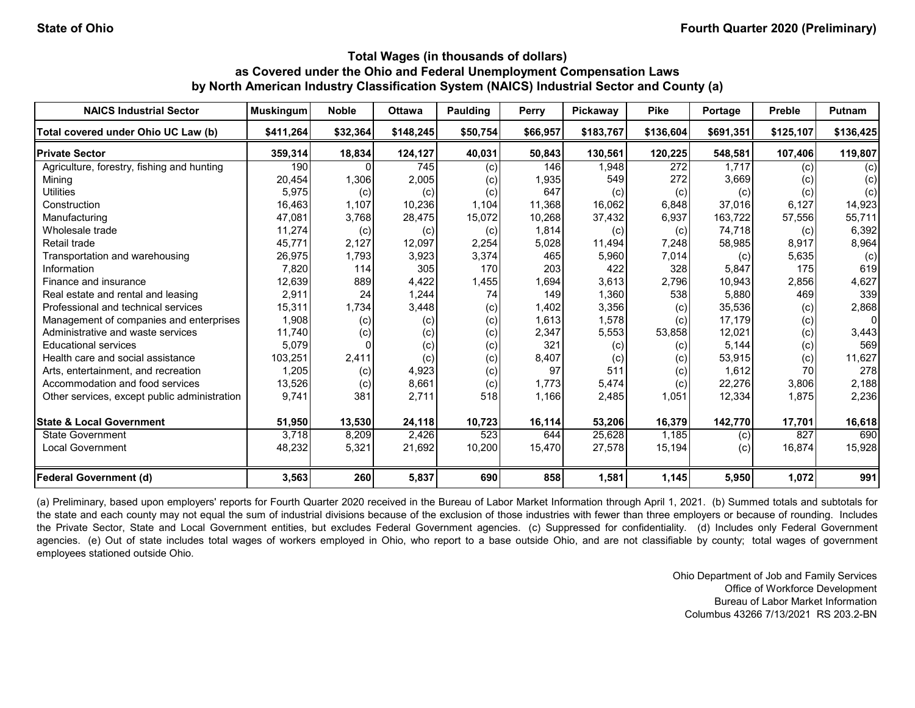**State of Ohio** | **Fourth Quarter 2020 (Preliminary)**

### Total Wages (in thousands of dollars) as Covered under the Ohio and Federal Unemployment Compensation Laws by North American Industry Classification System (NAICS) Industrial Sector and County (a)

| NAICS Industrial Sector | Muskingum | Noble | Ottawa | Paulding | Perry | Pickaway | Pike | Portage | Preble | Putnam |
|---|---|---|---|---|---|---|---|---|---|---|
| **Total covered under Ohio UC Law (b)** | **$411,264** | **$32,364** | **$148,245** | **$50,754** | **$66,957** | **$183,767** | **$136,604** | **$691,351** | **$125,107** | **$136,425** |
| **Private Sector** | **359,314** | **18,834** | **124,127** | **40,031** | **50,843** | **130,561** | **120,225** | **548,581** | **107,406** | **119,807** |
| Agriculture, forestry, fishing and hunting | 190 | 0 | 745 | (c) | 146 | 1,948 | 272 | 1,717 | (c) | (c) |
| Mining | 20,454 | 1,306 | 2,005 | (c) | 1,935 | 549 | 272 | 3,669 | (c) | (c) |
| Utilities | 5,975 | (c) | (c) | (c) | 647 | (c) | (c) | (c) | (c) | (c) |
| Construction | 16,463 | 1,107 | 10,236 | 1,104 | 11,368 | 16,062 | 6,848 | 37,016 | 6,127 | 14,923 |
| Manufacturing | 47,081 | 3,768 | 28,475 | 15,072 | 10,268 | 37,432 | 6,937 | 163,722 | 57,556 | 55,711 |
| Wholesale trade | 11,274 | (c) | (c) | (c) | 1,814 | (c) | (c) | 74,718 | (c) | 6,392 |
| Retail trade | 45,771 | 2,127 | 12,097 | 2,254 | 5,028 | 11,494 | 7,248 | 58,985 | 8,917 | 8,964 |
| Transportation and warehousing | 26,975 | 1,793 | 3,923 | 3,374 | 465 | 5,960 | 7,014 | (c) | 5,635 | (c) |
| Information | 7,820 | 114 | 305 | 170 | 203 | 422 | 328 | 5,847 | 175 | 619 |
| Finance and insurance | 12,639 | 889 | 4,422 | 1,455 | 1,694 | 3,613 | 2,796 | 10,943 | 2,856 | 4,627 |
| Real estate and rental and leasing | 2,911 | 24 | 1,244 | 74 | 149 | 1,360 | 538 | 5,880 | 469 | 339 |
| Professional and technical services | 15,311 | 1,734 | 3,448 | (c) | 1,402 | 3,356 | (c) | 35,536 | (c) | 2,868 |
| Management of companies and enterprises | 1,908 | (c) | (c) | (c) | 1,613 | 1,578 | (c) | 17,179 | (c) | 0 |
| Administrative and waste services | 11,740 | (c) | (c) | (c) | 2,347 | 5,553 | 53,858 | 12,021 | (c) | 3,443 |
| Educational services | 5,079 | 0 | (c) | (c) | 321 | (c) | (c) | 5,144 | (c) | 569 |
| Health care and social assistance | 103,251 | 2,411 | (c) | (c) | 8,407 | (c) | (c) | 53,915 | (c) | 11,627 |
| Arts, entertainment, and recreation | 1,205 | (c) | 4,923 | (c) | 97 | 511 | (c) | 1,612 | 70 | 278 |
| Accommodation and food services | 13,526 | (c) | 8,661 | (c) | 1,773 | 5,474 | (c) | 22,276 | 3,806 | 2,188 |
| Other services, except public administration | 9,741 | 381 | 2,711 | 518 | 1,166 | 2,485 | 1,051 | 12,334 | 1,875 | 2,236 |
| **State & Local Government** | **51,950** | **13,530** | **24,118** | **10,723** | **16,114** | **53,206** | **16,379** | **142,770** | **17,701** | **16,618** |
| State Government | 3,718 | 8,209 | 2,426 | 523 | 644 | 25,628 | 1,185 | (c) | 827 | 690 |
| Local Government | 48,232 | 5,321 | 21,692 | 10,200 | 15,470 | 27,578 | 15,194 | (c) | 16,874 | 15,928 |
| **Federal Government (d)** | **3,563** | **260** | **5,837** | **690** | **858** | **1,581** | **1,145** | **5,950** | **1,072** | **991** |

(a) Preliminary, based upon employers' reports for Fourth Quarter 2020 received in the Bureau of Labor Market Information through April 1, 2021. (b) Summed totals and subtotals for the state and each county may not equal the sum of industrial divisions because of the exclusion of those industries with fewer than three employers or because of rounding. Includes the Private Sector, State and Local Government entities, but excludes Federal Government agencies. (c) Suppressed for confidentiality. (d) Includes only Federal Government agencies. (e) Out of state includes total wages of workers employed in Ohio, who report to a base outside Ohio, and are not classifiable by county; total wages of government employees stationed outside Ohio.

Ohio Department of Job and Family Services
Office of Workforce Development
Bureau of Labor Market Information
Columbus 43266 7/13/2021 RS 203.2-BN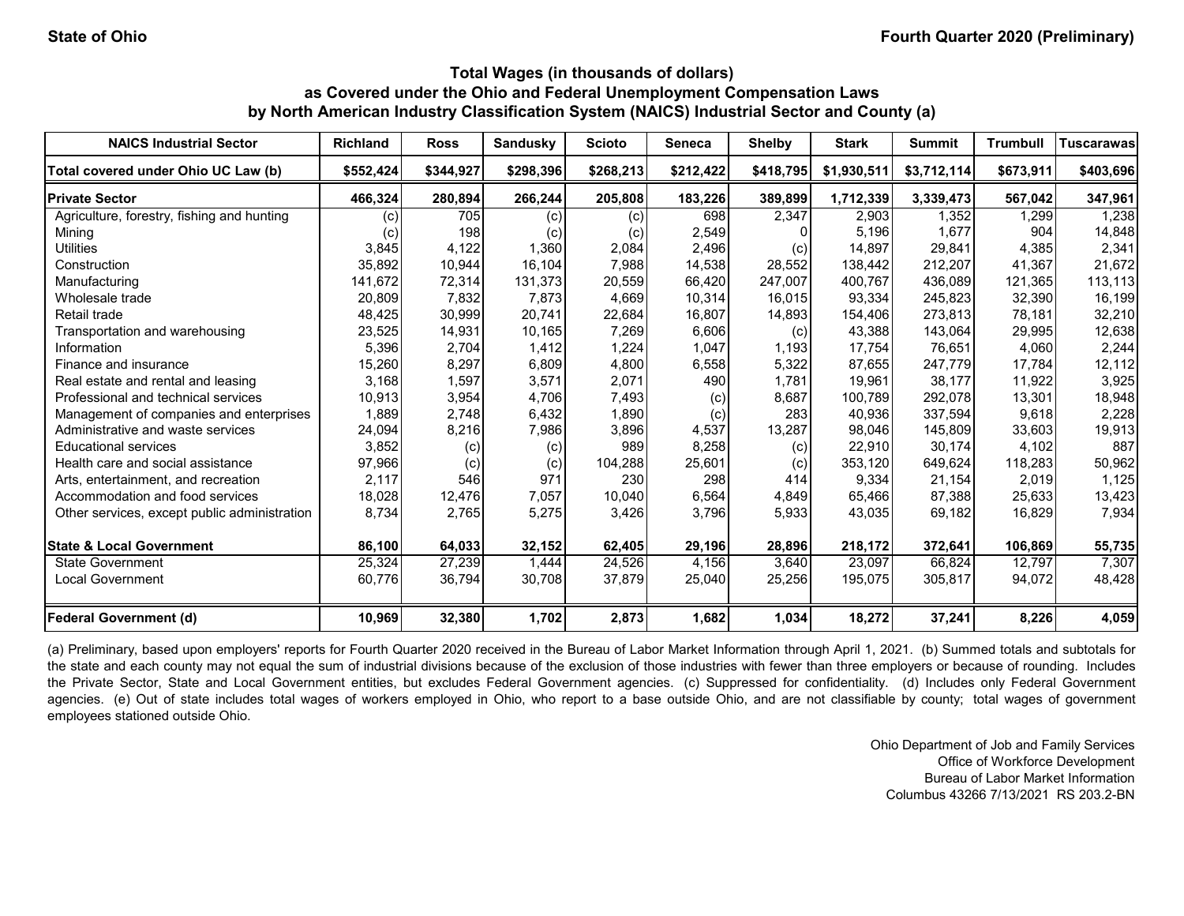State of Ohio — Fourth Quarter 2020 (Preliminary)

### Total Wages (in thousands of dollars) as Covered under the Ohio and Federal Unemployment Compensation Laws by North American Industry Classification System (NAICS) Industrial Sector and County (a)

| NAICS Industrial Sector | Richland | Ross | Sandusky | Scioto | Seneca | Shelby | Stark | Summit | Trumbull | Tuscarawas |
|---|---|---|---|---|---|---|---|---|---|---|
| **Total covered under Ohio UC Law (b)** | **$552,424** | **$344,927** | **$298,396** | **$268,213** | **$212,422** | **$418,795** | **$1,930,511** | **$3,712,114** | **$673,911** | **$403,696** |
| **Private Sector** | **466,324** | **280,894** | **266,244** | **205,808** | **183,226** | **389,899** | **1,712,339** | **3,339,473** | **567,042** | **347,961** |
| Agriculture, forestry, fishing and hunting | (c) | 705 | (c) | (c) | 698 | 2,347 | 2,903 | 1,352 | 1,299 | 1,238 |
| Mining | (c) | 198 | (c) | (c) | 2,549 | 0 | 5,196 | 1,677 | 904 | 14,848 |
| Utilities | 3,845 | 4,122 | 1,360 | 2,084 | 2,496 | (c) | 14,897 | 29,841 | 4,385 | 2,341 |
| Construction | 35,892 | 10,944 | 16,104 | 7,988 | 14,538 | 28,552 | 138,442 | 212,207 | 41,367 | 21,672 |
| Manufacturing | 141,672 | 72,314 | 131,373 | 20,559 | 66,420 | 247,007 | 400,767 | 436,089 | 121,365 | 113,113 |
| Wholesale trade | 20,809 | 7,832 | 7,873 | 4,669 | 10,314 | 16,015 | 93,334 | 245,823 | 32,390 | 16,199 |
| Retail trade | 48,425 | 30,999 | 20,741 | 22,684 | 16,807 | 14,893 | 154,406 | 273,813 | 78,181 | 32,210 |
| Transportation and warehousing | 23,525 | 14,931 | 10,165 | 7,269 | 6,606 | (c) | 43,388 | 143,064 | 29,995 | 12,638 |
| Information | 5,396 | 2,704 | 1,412 | 1,224 | 1,047 | 1,193 | 17,754 | 76,651 | 4,060 | 2,244 |
| Finance and insurance | 15,260 | 8,297 | 6,809 | 4,800 | 6,558 | 5,322 | 87,655 | 247,779 | 17,784 | 12,112 |
| Real estate and rental and leasing | 3,168 | 1,597 | 3,571 | 2,071 | 490 | 1,781 | 19,961 | 38,177 | 11,922 | 3,925 |
| Professional and technical services | 10,913 | 3,954 | 4,706 | 7,493 | (c) | 8,687 | 100,789 | 292,078 | 13,301 | 18,948 |
| Management of companies and enterprises | 1,889 | 2,748 | 6,432 | 1,890 | (c) | 283 | 40,936 | 337,594 | 9,618 | 2,228 |
| Administrative and waste services | 24,094 | 8,216 | 7,986 | 3,896 | 4,537 | 13,287 | 98,046 | 145,809 | 33,603 | 19,913 |
| Educational services | 3,852 | (c) | (c) | 989 | 8,258 | (c) | 22,910 | 30,174 | 4,102 | 887 |
| Health care and social assistance | 97,966 | (c) | (c) | 104,288 | 25,601 | (c) | 353,120 | 649,624 | 118,283 | 50,962 |
| Arts, entertainment, and recreation | 2,117 | 546 | 971 | 230 | 298 | 414 | 9,334 | 21,154 | 2,019 | 1,125 |
| Accommodation and food services | 18,028 | 12,476 | 7,057 | 10,040 | 6,564 | 4,849 | 65,466 | 87,388 | 25,633 | 13,423 |
| Other services, except public administration | 8,734 | 2,765 | 5,275 | 3,426 | 3,796 | 5,933 | 43,035 | 69,182 | 16,829 | 7,934 |
| **State & Local Government** | **86,100** | **64,033** | **32,152** | **62,405** | **29,196** | **28,896** | **218,172** | **372,641** | **106,869** | **55,735** |
| State Government | 25,324 | 27,239 | 1,444 | 24,526 | 4,156 | 3,640 | 23,097 | 66,824 | 12,797 | 7,307 |
| Local Government | 60,776 | 36,794 | 30,708 | 37,879 | 25,040 | 25,256 | 195,075 | 305,817 | 94,072 | 48,428 |
| **Federal Government (d)** | **10,969** | **32,380** | **1,702** | **2,873** | **1,682** | **1,034** | **18,272** | **37,241** | **8,226** | **4,059** |

(a) Preliminary, based upon employers' reports for Fourth Quarter 2020 received in the Bureau of Labor Market Information through April 1, 2021. (b) Summed totals and subtotals for the state and each county may not equal the sum of industrial divisions because of the exclusion of those industries with fewer than three employers or because of rounding. Includes the Private Sector, State and Local Government entities, but excludes Federal Government agencies. (c) Suppressed for confidentiality. (d) Includes only Federal Government agencies. (e) Out of state includes total wages of workers employed in Ohio, who report to a base outside Ohio, and are not classifiable by county; total wages of government employees stationed outside Ohio.

Ohio Department of Job and Family Services
Office of Workforce Development
Bureau of Labor Market Information
Columbus 43266 7/13/2021 RS 203.2-BN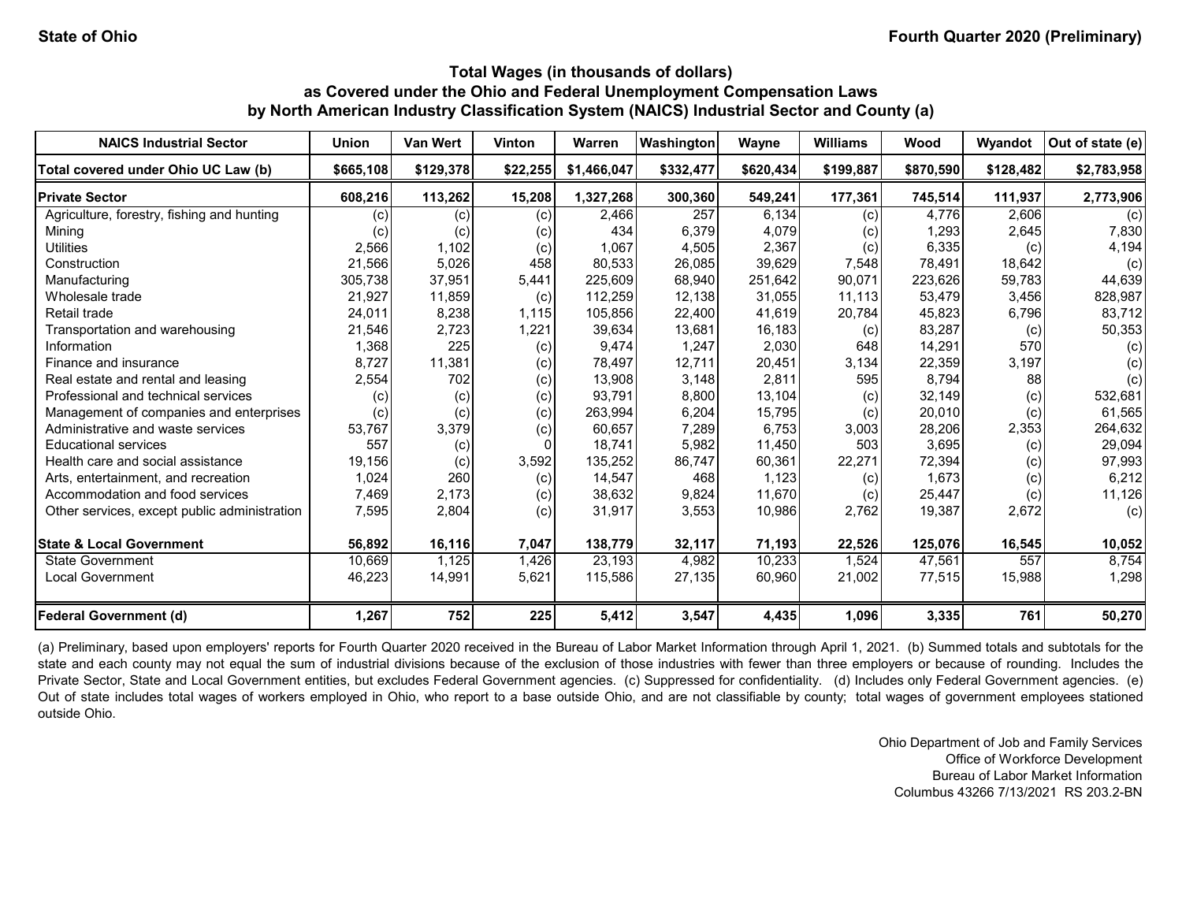State of Ohio

Fourth Quarter 2020 (Preliminary)

## Total Wages (in thousands of dollars) as Covered under the Ohio and Federal Unemployment Compensation Laws by North American Industry Classification System (NAICS) Industrial Sector and County (a)

| NAICS Industrial Sector | Union | Van Wert | Vinton | Warren | Washington | Wayne | Williams | Wood | Wyandot | Out of state (e) |
|---|---|---|---|---|---|---|---|---|---|---|
| **Total covered under Ohio UC Law (b)** | **$665,108** | **$129,378** | **$22,255** | **$1,466,047** | **$332,477** | **$620,434** | **$199,887** | **$870,590** | **$128,482** | **$2,783,958** |
| **Private Sector** | **608,216** | **113,262** | **15,208** | **1,327,268** | **300,360** | **549,241** | **177,361** | **745,514** | **111,937** | **2,773,906** |
| Agriculture, forestry, fishing and hunting | (c) | (c) | (c) | 2,466 | 257 | 6,134 | (c) | 4,776 | 2,606 | (c) |
| Mining | (c) | (c) | (c) | 434 | 6,379 | 4,079 | (c) | 1,293 | 2,645 | 7,830 |
| Utilities | 2,566 | 1,102 | (c) | 1,067 | 4,505 | 2,367 | (c) | 6,335 | (c) | 4,194 |
| Construction | 21,566 | 5,026 | 458 | 80,533 | 26,085 | 39,629 | 7,548 | 78,491 | 18,642 | (c) |
| Manufacturing | 305,738 | 37,951 | 5,441 | 225,609 | 68,940 | 251,642 | 90,071 | 223,626 | 59,783 | 44,639 |
| Wholesale trade | 21,927 | 11,859 | (c) | 112,259 | 12,138 | 31,055 | 11,113 | 53,479 | 3,456 | 828,987 |
| Retail trade | 24,011 | 8,238 | 1,115 | 105,856 | 22,400 | 41,619 | 20,784 | 45,823 | 6,796 | 83,712 |
| Transportation and warehousing | 21,546 | 2,723 | 1,221 | 39,634 | 13,681 | 16,183 | (c) | 83,287 | (c) | 50,353 |
| Information | 1,368 | 225 | (c) | 9,474 | 1,247 | 2,030 | 648 | 14,291 | 570 | (c) |
| Finance and insurance | 8,727 | 11,381 | (c) | 78,497 | 12,711 | 20,451 | 3,134 | 22,359 | 3,197 | (c) |
| Real estate and rental and leasing | 2,554 | 702 | (c) | 13,908 | 3,148 | 2,811 | 595 | 8,794 | 88 | (c) |
| Professional and technical services | (c) | (c) | (c) | 93,791 | 8,800 | 13,104 | (c) | 32,149 | (c) | 532,681 |
| Management of companies and enterprises | (c) | (c) | (c) | 263,994 | 6,204 | 15,795 | (c) | 20,010 | (c) | 61,565 |
| Administrative and waste services | 53,767 | 3,379 | (c) | 60,657 | 7,289 | 6,753 | 3,003 | 28,206 | 2,353 | 264,632 |
| Educational services | 557 | (c) | 0 | 18,741 | 5,982 | 11,450 | 503 | 3,695 | (c) | 29,094 |
| Health care and social assistance | 19,156 | (c) | 3,592 | 135,252 | 86,747 | 60,361 | 22,271 | 72,394 | (c) | 97,993 |
| Arts, entertainment, and recreation | 1,024 | 260 | (c) | 14,547 | 468 | 1,123 | (c) | 1,673 | (c) | 6,212 |
| Accommodation and food services | 7,469 | 2,173 | (c) | 38,632 | 9,824 | 11,670 | (c) | 25,447 | (c) | 11,126 |
| Other services, except public administration | 7,595 | 2,804 | (c) | 31,917 | 3,553 | 10,986 | 2,762 | 19,387 | 2,672 | (c) |
| **State & Local Government** | **56,892** | **16,116** | **7,047** | **138,779** | **32,117** | **71,193** | **22,526** | **125,076** | **16,545** | **10,052** |
| State Government | 10,669 | 1,125 | 1,426 | 23,193 | 4,982 | 10,233 | 1,524 | 47,561 | 557 | 8,754 |
| Local Government | 46,223 | 14,991 | 5,621 | 115,586 | 27,135 | 60,960 | 21,002 | 77,515 | 15,988 | 1,298 |
| **Federal Government (d)** | **1,267** | **752** | **225** | **5,412** | **3,547** | **4,435** | **1,096** | **3,335** | **761** | **50,270** |

(a) Preliminary, based upon employers' reports for Fourth Quarter 2020 received in the Bureau of Labor Market Information through April 1, 2021. (b) Summed totals and subtotals for the state and each county may not equal the sum of industrial divisions because of the exclusion of those industries with fewer than three employers or because of rounding. Includes the Private Sector, State and Local Government entities, but excludes Federal Government agencies. (c) Suppressed for confidentiality. (d) Includes only Federal Government agencies. (e) Out of state includes total wages of workers employed in Ohio, who report to a base outside Ohio, and are not classifiable by county; total wages of government employees stationed outside Ohio.

Ohio Department of Job and Family Services
Office of Workforce Development
Bureau of Labor Market Information
Columbus 43266 7/13/2021 RS 203.2-BN